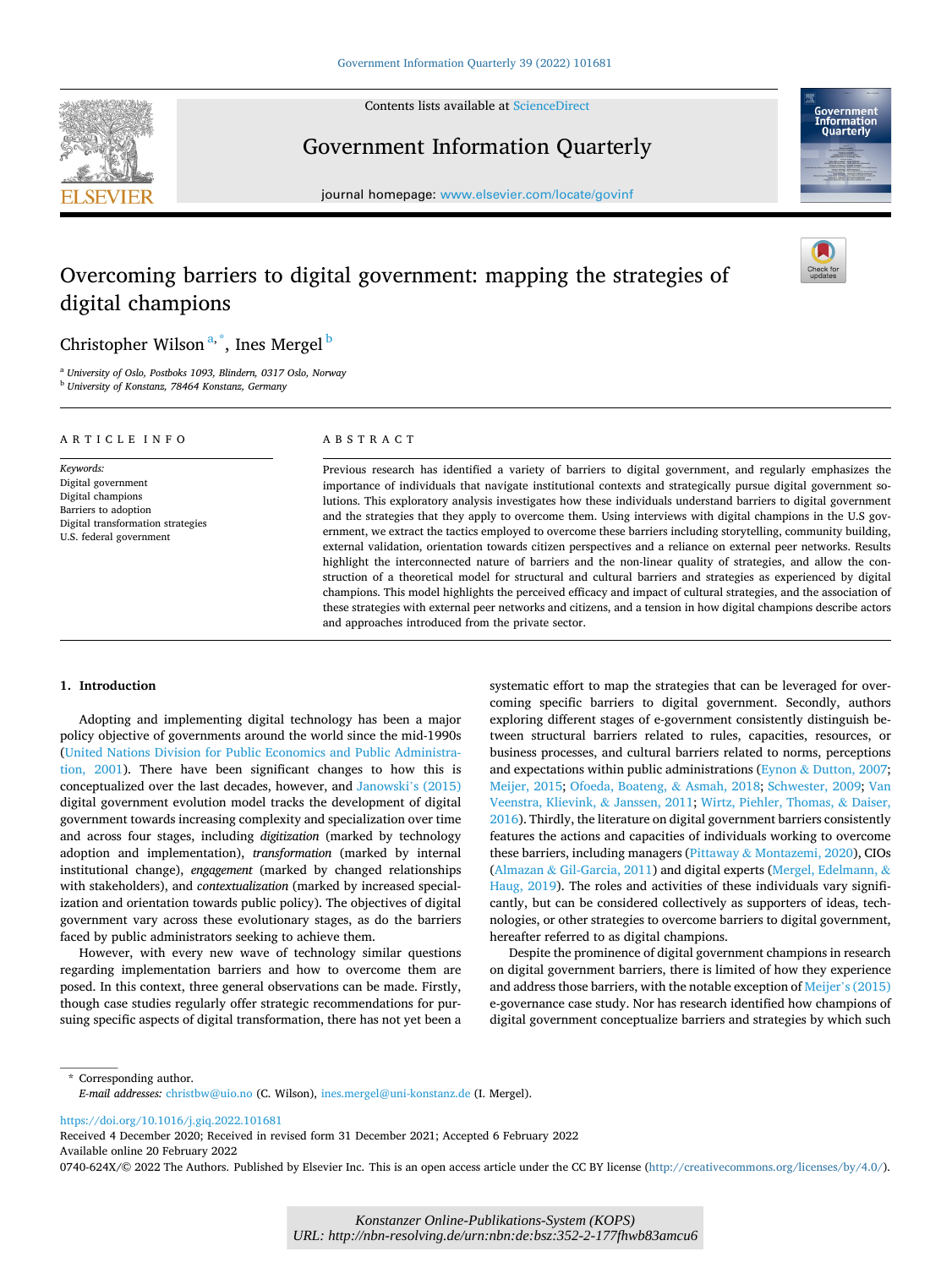# Overcoming barriers to digital government: mapping the strategies of digital champions

Christopher Wilson [a,*], Ines Mergel [b]

[a] University of Oslo, Postboks 1093, Blindern, 0317 Oslo, Norway
[b] University of Konstanz, 78464 Konstanz, Germany

ARTICLE INFO

*Keywords:*
Digital government
Digital champions
Barriers to adoption
Digital transformation strategies
U.S. federal government

ABSTRACT

Previous research has identified a variety of barriers to digital government, and regularly emphasizes the importance of individuals that navigate institutional contexts and strategically pursue digital government solutions. This exploratory analysis investigates how these individuals understand barriers to digital government and the strategies that they apply to overcome them. Using interviews with digital champions in the U.S government, we extract the tactics employed to overcome these barriers including storytelling, community building, external validation, orientation towards citizen perspectives and a reliance on external peer networks. Results highlight the interconnected nature of barriers and the non-linear quality of strategies, and allow the construction of a theoretical model for structural and cultural barriers and strategies as experienced by digital champions. This model highlights the perceived efficacy and impact of cultural strategies, and the association of these strategies with external peer networks and citizens, and a tension in how digital champions describe actors and approaches introduced from the private sector.

## 1. Introduction

Adopting and implementing digital technology has been a major policy objective of governments around the world since the mid-1990s (United Nations Division for Public Economics and Public Administration, 2001). There have been significant changes to how this is conceptualized over the last decades, however, and Janowski's (2015) digital government evolution model tracks the development of digital government towards increasing complexity and specialization over time and across four stages, including *digitization* (marked by technology adoption and implementation), *transformation* (marked by internal institutional change), *engagement* (marked by changed relationships with stakeholders), and *contextualization* (marked by increased specialization and orientation towards public policy). The objectives of digital government vary across these evolutionary stages, as do the barriers faced by public administrators seeking to achieve them.

However, with every new wave of technology similar questions regarding implementation barriers and how to overcome them are posed. In this context, three general observations can be made. Firstly, though case studies regularly offer strategic recommendations for pursuing specific aspects of digital transformation, there has not yet been a systematic effort to map the strategies that can be leveraged for overcoming specific barriers to digital government. Secondly, authors exploring different stages of e-government consistently distinguish between structural barriers related to rules, capacities, resources, or business processes, and cultural barriers related to norms, perceptions and expectations within public administrations (Eynon & Dutton, 2007; Meijer, 2015; Ofoeda, Boateng, & Asmah, 2018; Schwester, 2009; Van Veenstra, Klievink, & Janssen, 2011; Wirtz, Piehler, Thomas, & Daiser, 2016). Thirdly, the literature on digital government barriers consistently features the actions and capacities of individuals working to overcome these barriers, including managers (Pittaway & Montazemi, 2020), CIOs (Almazan & Gil-Garcia, 2011) and digital experts (Mergel, Edelmann, & Haug, 2019). The roles and activities of these individuals vary significantly, but can be considered collectively as supporters of ideas, technologies, or other strategies to overcome barriers to digital government, hereafter referred to as digital champions.

Despite the prominence of digital government champions in research on digital government barriers, there is limited of how they experience and address those barriers, with the notable exception of Meijer's (2015) e-governance case study. Nor has research identified how champions of digital government conceptualize barriers and strategies by which such

* Corresponding author.
*E-mail addresses:* christbw@uio.no (C. Wilson), ines.mergel@uni-konstanz.de (I. Mergel).

https://doi.org/10.1016/j.giq.2022.101681
Received 4 December 2020; Received in revised form 31 December 2021; Accepted 6 February 2022
Available online 20 February 2022
0740-624X/© 2022 The Authors. Published by Elsevier Inc. This is an open access article under the CC BY license (http://creativecommons.org/licenses/by/4.0/).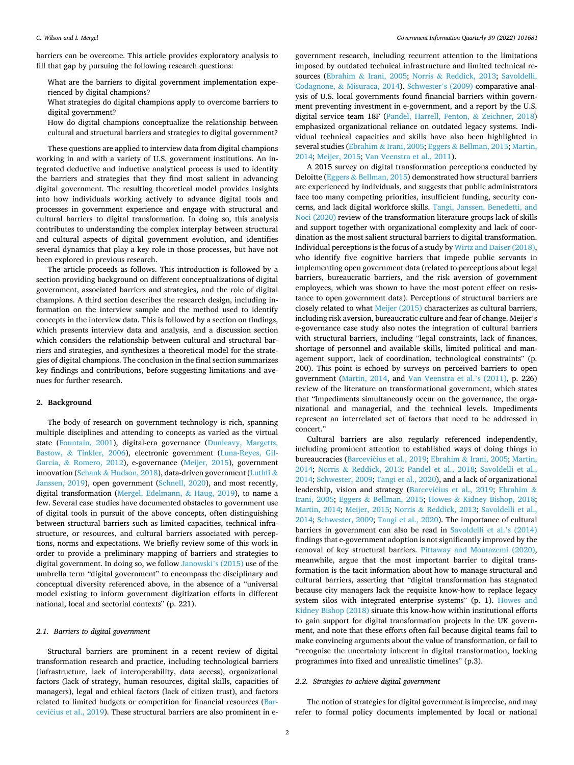barriers can be overcome. This article provides exploratory analysis to fill that gap by pursuing the following research questions:

> What are the barriers to digital government implementation experienced by digital champions?
>
> What strategies do digital champions apply to overcome barriers to digital government?
>
> How do digital champions conceptualize the relationship between cultural and structural barriers and strategies to digital government?

These questions are applied to interview data from digital champions working in and with a variety of U.S. government institutions. An integrated deductive and inductive analytical process is used to identify the barriers and strategies that they find most salient in advancing digital government. The resulting theoretical model provides insights into how individuals working actively to advance digital tools and processes in government experience and engage with structural and cultural barriers to digital transformation. In doing so, this analysis contributes to understanding the complex interplay between structural and cultural aspects of digital government evolution, and identifies several dynamics that play a key role in those processes, but have not been explored in previous research.

The article proceeds as follows. This introduction is followed by a section providing background on different conceptualizations of digital government, associated barriers and strategies, and the role of digital champions. A third section describes the research design, including information on the interview sample and the method used to identify concepts in the interview data. This is followed by a section on findings, which presents interview data and analysis, and a discussion section which considers the relationship between cultural and structural barriers and strategies, and synthesizes a theoretical model for the strategies of digital champions. The conclusion in the final section summarizes key findings and contributions, before suggesting limitations and avenues for further research.

## 2. Background

The body of research on government technology is rich, spanning multiple disciplines and attending to concepts as varied as the virtual state (Fountain, 2001), digital-era governance (Dunleavy, Margetts, Bastow, & Tinkler, 2006), electronic government (Luna-Reyes, Gil-Garcia, & Romero, 2012), e-governance (Meijer, 2015), government innovation (Schank & Hudson, 2018), data-driven government (Luthfi & Janssen, 2019), open government (Schnell, 2020), and most recently, digital transformation (Mergel, Edelmann, & Haug, 2019), to name a few. Several case studies have documented obstacles to government use of digital tools in pursuit of the above concepts, often distinguishing between structural barriers such as limited capacities, technical infrastructure, or resources, and cultural barriers associated with perceptions, norms and expectations. We briefly review some of this work in order to provide a preliminary mapping of barriers and strategies to digital government. In doing so, we follow Janowski's (2015) use of the umbrella term "digital government" to encompass the disciplinary and conceptual diversity referenced above, in the absence of a "universal model existing to inform government digitization efforts in different national, local and sectorial contexts" (p. 221).

### 2.1. Barriers to digital government

Structural barriers are prominent in a recent review of digital transformation research and practice, including technological barriers (infrastructure, lack of interoperability, data access), organizational factors (lack of strategy, human resources, digital skills, capacities of managers), legal and ethical factors (lack of citizen trust), and factors related to limited budgets or competition for financial resources (Barcevičius et al., 2019). These structural barriers are also prominent in e-government research, including recurrent attention to the limitations imposed by outdated technical infrastructure and limited technical resources (Ebrahim & Irani, 2005; Norris & Reddick, 2013; Savoldelli, Codagnone, & Misuraca, 2014). Schwester's (2009) comparative analysis of U.S. local governments found financial barriers within government preventing investment in e-government, and a report by the U.S. digital service team 18F (Pandel, Harrell, Fenton, & Zeichner, 2018) emphasized organizational reliance on outdated legacy systems. Individual technical capacities and skills have also been highlighted in several studies (Ebrahim & Irani, 2005; Eggers & Bellman, 2015; Martin, 2014; Meijer, 2015; Van Veenstra et al., 2011).

A 2015 survey on digital transformation perceptions conducted by Deloitte (Eggers & Bellman, 2015) demonstrated how structural barriers are experienced by individuals, and suggests that public administrators face too many competing priorities, insufficient funding, security concerns, and lack digital workforce skills. Tangi, Janssen, Benedetti, and Noci (2020) review of the transformation literature groups lack of skills and support together with organizational complexity and lack of coordination as the most salient structural barriers to digital transformation. Individual perceptions is the focus of a study by Wirtz and Daiser (2018), who identify five cognitive barriers that impede public servants in implementing open government data (related to perceptions about legal barriers, bureaucratic barriers, and the risk aversion of government employees, which was shown to have the most potent effect on resistance to open government data). Perceptions of structural barriers are closely related to what Meijer (2015) characterizes as cultural barriers, including risk aversion, bureaucratic culture and fear of change. Meijer's e-governance case study also notes the integration of cultural barriers with structural barriers, including "legal constraints, lack of finances, shortage of personnel and available skills, limited political and management support, lack of coordination, technological constraints" (p. 200). This point is echoed by surveys on perceived barriers to open government (Martin, 2014, and Van Veenstra et al.'s (2011), p. 226) review of the literature on transformational government, which states that "Impediments simultaneously occur on the governance, the organizational and managerial, and the technical levels. Impediments represent an interrelated set of factors that need to be addressed in concert."

Cultural barriers are also regularly referenced independently, including prominent attention to established ways of doing things in bureaucracies (Barcevičius et al., 2019; Ebrahim & Irani, 2005; Martin, 2014; Norris & Reddick, 2013; Pandel et al., 2018; Savoldelli et al., 2014; Schwester, 2009; Tangi et al., 2020), and a lack of organizational leadership, vision and strategy (Barcevičius et al., 2019; Ebrahim & Irani, 2005; Eggers & Bellman, 2015; Howes & Kidney Bishop, 2018; Martin, 2014; Meijer, 2015; Norris & Reddick, 2013; Savoldelli et al., 2014; Schwester, 2009; Tangi et al., 2020). The importance of cultural barriers in government can also be read in Savoldelli et al.'s (2014) findings that e-government adoption is not significantly improved by the removal of key structural barriers. Pittaway and Montazemi (2020), meanwhile, argue that the most important barrier to digital transformation is the tacit information about how to manage structural and cultural barriers, asserting that "digital transformation has stagnated because city managers lack the requisite know-how to replace legacy system silos with integrated enterprise systems" (p. 1). Howes and Kidney Bishop (2018) situate this know-how within institutional efforts to gain support for digital transformation projects in the UK government, and note that these efforts often fail because digital teams fail to make convincing arguments about the value of transformation, or fail to "recognise the uncertainty inherent in digital transformation, locking programmes into fixed and unrealistic timelines" (p.3).

### 2.2. Strategies to achieve digital government

The notion of strategies for digital government is imprecise, and may refer to formal policy documents implemented by local or national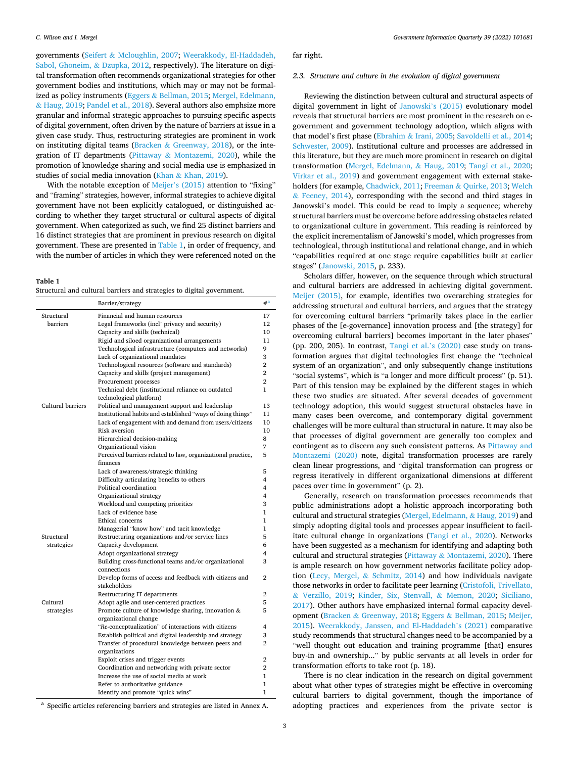governments (Seifert & Mcloughlin, 2007; Weerakkody, El-Haddadeh, Sabol, Ghoneim, & Dzupka, 2012, respectively). The literature on digital transformation often recommends organizational strategies for other government bodies and institutions, which may or may not be formalized as policy instruments (Eggers & Bellman, 2015; Mergel, Edelmann, & Haug, 2019; Pandel et al., 2018). Several authors also emphsize more granular and informal strategic approaches to pursuing specific aspects of digital government, often driven by the nature of barriers at issue in a given case study. Thus, restructuring strategies are prominent in work on instituting digital teams (Bracken & Greenway, 2018), or the integration of IT departments (Pittaway & Montazemi, 2020), while the promotion of knowledge sharing and social media use is emphasized in studies of social media innovation (Khan & Khan, 2019).

With the notable exception of Meijer's (2015) attention to "fixing" and "framing" strategies, however, informal strategies to achieve digital government have not been explicitly catalogued, or distinguished according to whether they target structural or cultural aspects of digital government. When categorized as such, we find 25 distinct barriers and 16 distinct strategies that are prominent in previous research on digital government. These are presented in Table 1, in order of frequency, and with the number of articles in which they were referenced noted on the far right.

**Table 1**
Structural and cultural barriers and strategies to digital government.

| | Barrier/strategy | #[a] |
|---|---|---|
| Structural barriers | Financial and human resources | 17 |
| | Legal frameworks (incl' privacy and security) | 12 |
| | Capacity and skills (technical) | 10 |
| | Rigid and siloed organizational arrangements | 11 |
| | Technological infrastructure (computers and networks) | 9 |
| | Lack of organizational mandates | 3 |
| | Technological resources (software and standards) | 2 |
| | Capacity and skills (project management) | 2 |
| | Procurement processes | 2 |
| | Technical debt (institutional reliance on outdated technological platform) | 1 |
| Cultural barriers | Political and management support and leadership | 13 |
| | Institutional habits and established "ways of doing things" | 11 |
| | Lack of engagement with and demand from users/citizens | 10 |
| | Risk aversion | 10 |
| | Hierarchical decision-making | 8 |
| | Organizational vision | 7 |
| | Perceived barriers related to law, organizational practice, finances | 5 |
| | Lack of awareness/strategic thinking | 5 |
| | Difficulty articulating benefits to others | 4 |
| | Political coordination | 4 |
| | Organizational strategy | 4 |
| | Workload and competing priorities | 3 |
| | Lack of evidence base | 1 |
| | Ethical concerns | 1 |
| | Managerial "know how" and tacit knowledge | 1 |
| Structural strategies | Restructuring organizations and/or service lines | 5 |
| | Capacity development | 6 |
| | Adopt organizational strategy | 4 |
| | Building cross-functional teams and/or organizational connections | 3 |
| | Develop forms of access and feedback with citizens and stakeholders | 2 |
| | Restructuring IT departments | 2 |
| Cultural strategies | Adopt agile and user-centered practices | 5 |
| | Promote culture of knowledge sharing, innovation & organizational change | 5 |
| | "*Re*-conceptualization" of interactions with citizens | 4 |
| | Establish political and digital leadership and strategy | 3 |
| | Transfer of procedural knowledge between peers and organizations | 2 |
| | Exploit crises and trigger events | 2 |
| | Coordination and networking with private sector | 2 |
| | Increase the use of social media at work | 1 |
| | Refer to authoritative guidance | 1 |
| | Identify and promote "quick wins" | 1 |

[a] Specific articles referencing barriers and strategies are listed in Annex A.

### 2.3. Structure and culture in the evolution of digital government

Reviewing the distinction between cultural and structural aspects of digital government in light of Janowski's (2015) evolutionary model reveals that structural barriers are most prominent in the research on e-government and government technology adoption, which aligns with that model's first phase (Ebrahim & Irani, 2005; Savoldelli et al., 2014; Schwester, 2009). Institutional culture and processes are addressed in this literature, but they are much more prominent in research on digital transformation (Mergel, Edelmann, & Haug, 2019; Tangi et al., 2020; Virkar et al., 2019) and government engagement with external stakeholders (for example, Chadwick, 2011; Freeman & Quirke, 2013; Welch & Feeney, 2014), corresponding with the second and third stages in Janowski's model. This could be read to imply a sequence; whereby structural barriers must be overcome before addressing obstacles related to organizational culture in government. This reading is reinforced by the explicit incrementalism of Janowski's model, which progresses from technological, through institutional and relational change, and in which "capabilities required at one stage require capabilities built at earlier stages" (Janowski, 2015, p. 233).

Scholars differ, however, on the sequence through which structural and cultural barriers are addressed in achieving digital government. Meijer (2015), for example, identifies two overarching strategies for addressing structural and cultural barriers, and argues that the strategy for overcoming cultural barriers "primarily takes place in the earlier phases of the [e-governance] innovation process and [the strategy] for overcoming cultural barriers] becomes important in the later phases" (pp. 200, 205). In contrast, Tangi et al.'s (2020) case study on transformation argues that digital technologies first change the "technical system of an organization", and only subsequently change institutions "social systems", which is "a longer and more difficult process" (p. 51). Part of this tension may be explained by the different stages in which these two studies are situated. After several decades of government technology adoption, this would suggest structural obstacles have in many cases been overcome, and contemporary digital government challenges will be more cultural than structural in nature. It may also be that processes of digital government are generally too complex and contingent as to discern any such consistent patterns. As Pittaway and Montazemi (2020) note, digital transformation processes are rarely clean linear progressions, and "digital transformation can progress or regress iteratively in different organizational dimensions at different paces over time in government" (p. 2).

Generally, research on transformation processes recommends that public administrations adopt a holistic approach incorporating both cultural and structural strategies (Mergel, Edelmann, & Haug, 2019) and simply adopting digital tools and processes appear insufficient to facilitate cultural change in organizations (Tangi et al., 2020). Networks have been suggested as a mechanism for identifying and adapting both cultural and structural strategies (Pittaway & Montazemi, 2020). There is ample research on how government networks facilitate policy adoption (Lecy, Mergel, & Schmitz, 2014) and how individuals navigate those networks in order to facilitate peer learning (Cristofoli, Trivellato, & Verzillo, 2019; Kinder, Six, Stenvall, & Memon, 2020; Siciliano, 2017). Other authors have emphasized internal formal capacity development (Bracken & Greenway, 2018; Eggers & Bellman, 2015; Meijer, 2015). Weerakkody, Janssen, and El-Haddadeh's (2021) comparative study recommends that structural changes need to be accompanied by a "well thought out education and training programme [that] ensures buy-in and ownership..." by public servants at all levels in order for transformation efforts to take root (p. 18).

There is no clear indication in the research on digital government about what other types of strategies might be effective in overcoming cultural barriers to digital government, though the importance of adopting practices and experiences from the private sector is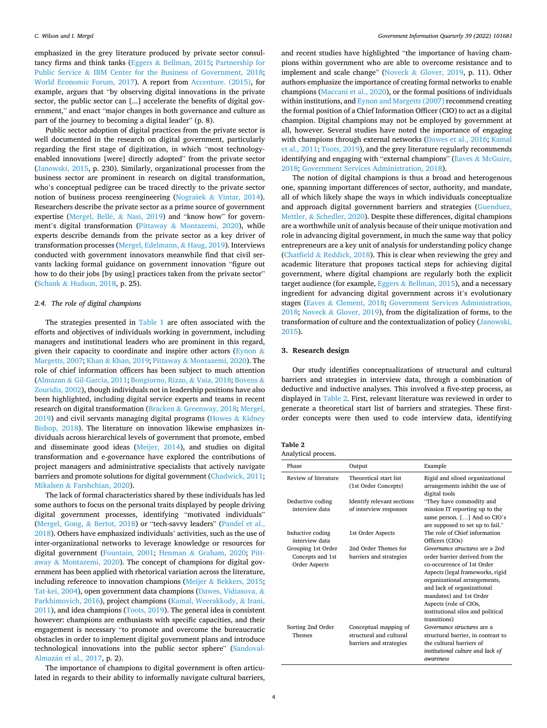emphasized in the grey literature produced by private sector consultancy firms and think tanks (Eggers & Bellman, 2015; Partnership for Public Service & IBM Center for the Business of Government, 2018; World Economic Forum, 2017). A report from Accenture. (2015), for example, argues that "by observing digital innovations in the private sector, the public sector can [...] accelerate the benefits of digital government," and enact "major changes in both governance and culture as part of the journey to becoming a digital leader" (p. 8).

Public sector adoption of digital practices from the private sector is well documented in the research on digital government, particularly regarding the first stage of digitization, in which "most technology-enabled innovations [were] directly adopted" from the private sector (Janowski, 2015, p. 230). Similarly, organizational processes from the business sector are prominent in research on digital transformation, who's conceptual pedigree can be traced directly to the private sector notion of business process reengineering (Nograšek & Vintar, 2014). Researchers describe the private sector as a prime source of government expertise (Mergel, Bellé, & Nasi, 2019) and "know how" for government's digital transformation (Pittaway & Montazemi, 2020), while experts describe demands from the private sector as a key driver of transformation processes (Mergel, Edelmann, & Haug, 2019). Interviews conducted with government innovators meanwhile find that civil servants lacking formal guidance on government innovation "figure out how to do their jobs [by using] practices taken from the private sector" (Schank & Hudson, 2018, p. 25).

### 2.4. The role of digital champions

The strategies presented in Table 1 are often associated with the efforts and objectives of individuals working in government, including managers and institutional leaders who are prominent in this regard, given their capacity to coordinate and inspire other actors (Eynon & Margetts, 2007; Khan & Khan, 2019; Pittaway & Montazemi, 2020). The role of chief information officers has been subject to much attention (Almazan & Gil-Garcia, 2011; Bongiorno, Rizzo, & Vaia, 2018; Bovens & Zouridis, 2002), though individuals not in leadership positions have also been highlighted, including digital service experts and teams in recent research on digital transformation (Bracken & Greenway, 2018; Mergel, 2019) and civil servants managing digital programs (Howes & Kidney Bishop, 2018). The literature on innovation likewise emphasizes individuals across hierarchical levels of government that promote, embed and disseminate good ideas (Meijer, 2014), and studies on digital transformation and e-governance have explored the contributions of project managers and administrative specialists that actively navigate barriers and promote solutions for digital government (Chadwick, 2011; Mikalsen & Farshchian, 2020).

The lack of formal characteristics shared by these individuals has led some authors to focus on the personal traits displayed by people driving digital government processes, identifying "motivated individuals" (Mergel, Gong, & Bertot, 2018) or "tech-savvy leaders" (Pandel et al., 2018). Others have emphasized individuals' activities, such as the use of inter-organizational networks to leverage knowledge or resources for digital government (Fountain, 2001; Henman & Graham, 2020; Pittaway & Montazemi, 2020). The concept of champions for digital government has been applied with rhetorical variation across the literature, including reference to innovation champions (Meijer & Bekkers, 2015; Tat-kei, 2004), open government data champions (Dawes, Vidiasova, & Parkhimovich, 2016), project champions (Kamal, Weerakkody, & Irani, 2011), and idea champions (Toots, 2019). The general idea is consistent however: champions are enthusiasts with specific capacities, and their engagement is necessary "to promote and overcome the bureaucratic obstacles in order to implement digital government plans and introduce technological innovations into the public sector sphere" (Sandoval-Almazán et al., 2017, p. 2).

The importance of champions to digital government is often articulated in regards to their ability to informally navigate cultural barriers, and recent studies have highlighted "the importance of having champions within government who are able to overcome resistance and to implement and scale change" (Noveck & Glover, 2019, p. 11). Other authors emphasize the importance of creating formal networks to enable champions (Maccani et al., 2020), or the formal positions of individuals within institutions, and Eynon and Margetts (2007) recommend creating the formal position of a Chief Information Officer (CIO) to act as a digital champion. Digital champions may not be employed by government at all, however. Several studies have noted the importance of engaging with champions through external networks (Dawes et al., 2016; Kamal et al., 2011; Toots, 2019), and the grey literature regularly recommends identifying and engaging with "external champions" (Eaves & McGuire, 2018; Government Services Administration, 2018).

The notion of digital champions is thus a broad and heterogenous one, spanning important differences of sector, authority, and mandate, all of which likely shape the ways in which individuals conceptualize and approach digital government barriers and strategies (Guenduez, Mettler, & Schedler, 2020). Despite these differences, digital champions are a worthwhile unit of analysis because of their unique motivation and role in advancing digital government, in much the same way that policy entrepreneurs are a key unit of analysis for understanding policy change (Chatfield & Reddick, 2018). This is clear when reviewing the grey and academic literature that proposes tactical steps for achieving digital government, where digital champions are regularly both the explicit target audience (for example, Eggers & Bellman, 2015), and a necessary ingredient for advancing digital government across it's evolutionary stages (Eaves & Clement, 2018; Government Services Administration, 2018; Noveck & Glover, 2019), from the digitalization of forms, to the transformation of culture and the contextualization of policy (Janowski, 2015).

## 3. Research design

Our study identifies conceptualizations of structural and cultural barriers and strategies in interview data, through a combination of deductive and inductive analyses. This involved a five-step process, as displayed in Table 2. First, relevant literature was reviewed in order to generate a theoretical start list of barriers and strategies. These first-order concepts were then used to code interview data, identifying

**Table 2**
Analytical process.

| Phase | Output | Example |
|---|---|---|
| Review of literature | Theoretical start list (1st Order Concepts) | Rigid and siloed organizational arrangements inhibit the use of digital tools |
| Deductive coding interview data | Identify relevant sections of interview responses | "They have commodity and mission IT reporting up to the same person. [...] And so CIO's are supposed to set up to fail." |
| Inductive coding interview data | 1st Order Aspects | The role of Chief information Officers (CIOs) |
| Grouping 1st Order Concepts and 1st Order Aspects | 2nd Order Themes for barriers and strategies | *Governance structures* are a 2nd order barrier derived from the co-occurrence of 1st Order Aspects (legal frameworks, rigid organizational arrangements, and lack of organizational mandates) and 1st Order Aspects (role of CIOs, institutional silos and political transitions) |
| Sorting 2nd Order Themes | Conceptual mapping of structural and cultural barriers and strategies | *Governance structures* are a structural barrier, in contrast to the cultural barriers of *institutional culture* and *lack of awareness* |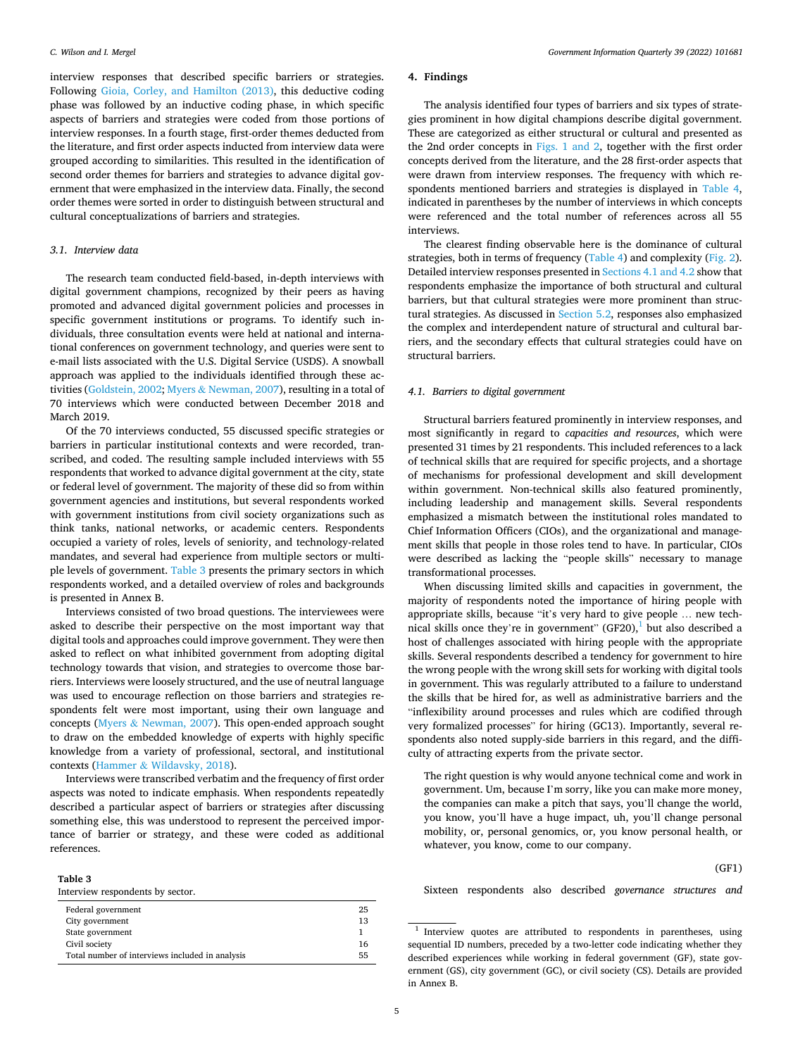interview responses that described specific barriers or strategies. Following Gioia, Corley, and Hamilton (2013), this deductive coding phase was followed by an inductive coding phase, in which specific aspects of barriers and strategies were coded from those portions of interview responses. In a fourth stage, first-order themes deducted from the literature, and first order aspects inducted from interview data were grouped according to similarities. This resulted in the identification of second order themes for barriers and strategies to advance digital government that were emphasized in the interview data. Finally, the second order themes were sorted in order to distinguish between structural and cultural conceptualizations of barriers and strategies.

### 3.1. Interview data

The research team conducted field-based, in-depth interviews with digital government champions, recognized by their peers as having promoted and advanced digital government policies and processes in specific government institutions or programs. To identify such individuals, three consultation events were held at national and international conferences on government technology, and queries were sent to e-mail lists associated with the U.S. Digital Service (USDS). A snowball approach was applied to the individuals identified through these activities (Goldstein, 2002; Myers & Newman, 2007), resulting in a total of 70 interviews which were conducted between December 2018 and March 2019.

Of the 70 interviews conducted, 55 discussed specific strategies or barriers in particular institutional contexts and were recorded, transcribed, and coded. The resulting sample included interviews with 55 respondents that worked to advance digital government at the city, state or federal level of government. The majority of these did so from within government agencies and institutions, but several respondents worked with government institutions from civil society organizations such as think tanks, national networks, or academic centers. Respondents occupied a variety of roles, levels of seniority, and technology-related mandates, and several had experience from multiple sectors or multiple levels of government. Table 3 presents the primary sectors in which respondents worked, and a detailed overview of roles and backgrounds is presented in Annex B.

Interviews consisted of two broad questions. The interviewees were asked to describe their perspective on the most important way that digital tools and approaches could improve government. They were then asked to reflect on what inhibited government from adopting digital technology towards that vision, and strategies to overcome those barriers. Interviews were loosely structured, and the use of neutral language was used to encourage reflection on those barriers and strategies respondents felt were most important, using their own language and concepts (Myers & Newman, 2007). This open-ended approach sought to draw on the embedded knowledge of experts with highly specific knowledge from a variety of professional, sectoral, and institutional contexts (Hammer & Wildavsky, 2018).

Interviews were transcribed verbatim and the frequency of first order aspects was noted to indicate emphasis. When respondents repeatedly described a particular aspect of barriers or strategies after discussing something else, this was understood to represent the perceived importance of barrier or strategy, and these were coded as additional references.

**Table 3**
Interview respondents by sector.

| | |
|---|---|
| Federal government | 25 |
| City government | 13 |
| State government | 1 |
| Civil society | 16 |
| Total number of interviews included in analysis | 55 |

## 4. Findings

The analysis identified four types of barriers and six types of strategies prominent in how digital champions describe digital government. These are categorized as either structural or cultural and presented as the 2nd order concepts in Figs. 1 and 2, together with the first order concepts derived from the literature, and the 28 first-order aspects that were drawn from interview responses. The frequency with which respondents mentioned barriers and strategies is displayed in Table 4, indicated in parentheses by the number of interviews in which concepts were referenced and the total number of references across all 55 interviews.

The clearest finding observable here is the dominance of cultural strategies, both in terms of frequency (Table 4) and complexity (Fig. 2). Detailed interview responses presented in Sections 4.1 and 4.2 show that respondents emphasize the importance of both structural and cultural barriers, but that cultural strategies were more prominent than structural strategies. As discussed in Section 5.2, responses also emphasized the complex and interdependent nature of structural and cultural barriers, and the secondary effects that cultural strategies could have on structural barriers.

### 4.1. Barriers to digital government

Structural barriers featured prominently in interview responses, and most significantly in regard to *capacities and resources*, which were presented 31 times by 21 respondents. This included references to a lack of technical skills that are required for specific projects, and a shortage of mechanisms for professional development and skill development within government. Non-technical skills also featured prominently, including leadership and management skills. Several respondents emphasized a mismatch between the institutional roles mandated to Chief Information Officers (CIOs), and the organizational and management skills that people in those roles tend to have. In particular, CIOs were described as lacking the "people skills" necessary to manage transformational processes.

When discussing limited skills and capacities in government, the majority of respondents noted the importance of hiring people with appropriate skills, because "it's very hard to give people … new technical skills once they're in government" (GF20),[1] but also described a host of challenges associated with hiring people with the appropriate skills. Several respondents described a tendency for government to hire the wrong people with the wrong skill sets for working with digital tools in government. This was regularly attributed to a failure to understand the skills that be hired for, as well as administrative barriers and the "inflexibility around processes and rules which are codified through very formalized processes" for hiring (GC13). Importantly, several respondents also noted supply-side barriers in this regard, and the difficulty of attracting experts from the private sector.

> The right question is why would anyone technical come and work in government. Um, because I'm sorry, like you can make more money, the companies can make a pitch that says, you'll change the world, you know, you'll have a huge impact, uh, you'll change personal mobility, or, personal genomics, or, you know personal health, or whatever, you know, come to our company.
>
> (GF1)

Sixteen respondents also described *governance structures and*

[1] Interview quotes are attributed to respondents in parentheses, using sequential ID numbers, preceded by a two-letter code indicating whether they described experiences while working in federal government (GF), state government (GS), city government (GC), or civil society (CS). Details are provided in Annex B.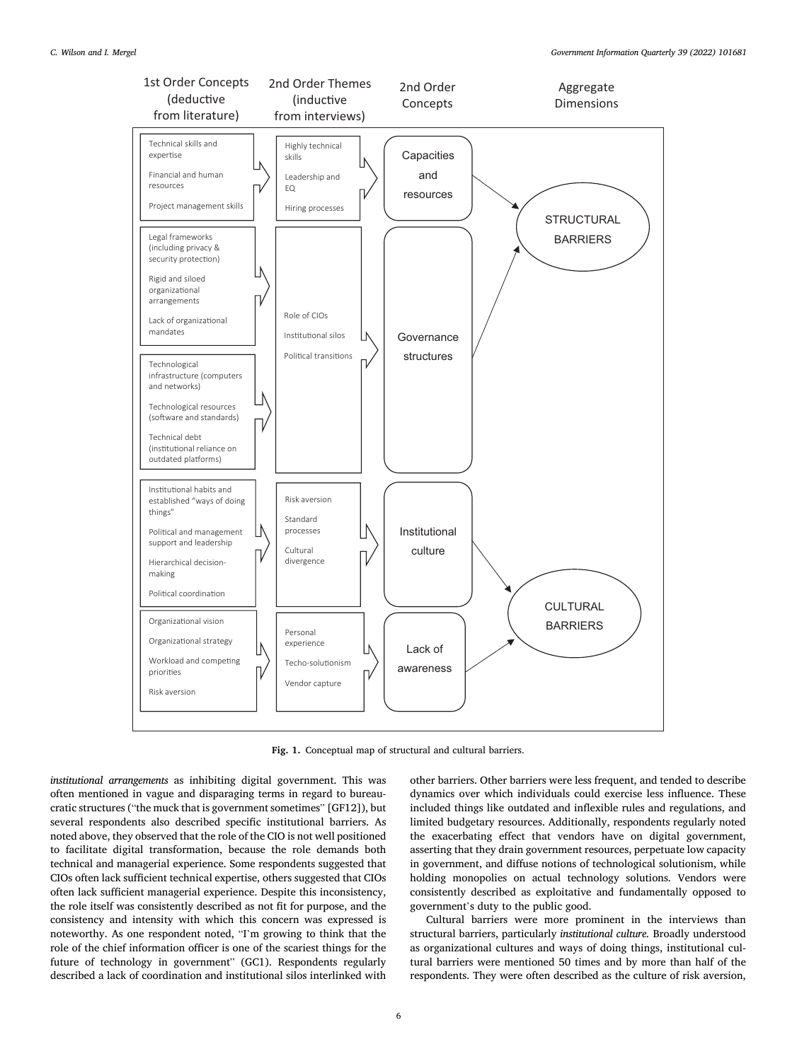| 1st Order Concepts (deductive from literature) | 2nd Order Themes (inductive from interviews) | 2nd Order Concepts | Aggregate Dimensions |
|---|---|---|---|
| Technical skills and expertise; Financial and human resources; Project management skills | Highly technical skills; Leadership and EQ; Hiring processes | Capacities and resources | STRUCTURAL BARRIERS |
| Legal frameworks (including privacy & security protection); Rigid and siloed organizational arrangements; Lack of organizational mandates; Technological infrastructure (computers and networks); Technological resources (software and standards); Technical debt (institutional reliance on outdated platforms) | Role of CIOs; Institutional silos; Political transitions | Governance structures | STRUCTURAL BARRIERS |
| Institutional habits and established "ways of doing things"; Political and management support and leadership; Hierarchical decision-making; Political coordination | Risk aversion; Standard processes; Cultural divergence | Institutional culture | CULTURAL BARRIERS |
| Organizational vision; Organizational strategy; Workload and competing priorities; Risk aversion | Personal experience; Techo-solutionism; Vendor capture | Lack of awareness | CULTURAL BARRIERS |

**Fig. 1.** Conceptual map of structural and cultural barriers.

*institutional arrangements* as inhibiting digital government. This was often mentioned in vague and disparaging terms in regard to bureaucratic structures ("the muck that is government sometimes" [GF12]), but several respondents also described specific institutional barriers. As noted above, they observed that the role of the CIO is not well positioned to facilitate digital transformation, because the role demands both technical and managerial experience. Some respondents suggested that CIOs often lack sufficient technical expertise, others suggested that CIOs often lack sufficient managerial experience. Despite this inconsistency, the role itself was consistently described as not fit for purpose, and the consistency and intensity with which this concern was expressed is noteworthy. As one respondent noted, "I'm growing to think that the role of the chief information officer is one of the scariest things for the future of technology in government" (GC1). Respondents regularly described a lack of coordination and institutional silos interlinked with other barriers. Other barriers were less frequent, and tended to describe dynamics over which individuals could exercise less influence. These included things like outdated and inflexible rules and regulations, and limited budgetary resources. Additionally, respondents regularly noted the exacerbating effect that vendors have on digital government, asserting that they drain government resources, perpetuate low capacity in government, and diffuse notions of technological solutionism, while holding monopolies on actual technology solutions. Vendors were consistently described as exploitative and fundamentally opposed to government's duty to the public good.

Cultural barriers were more prominent in the interviews than structural barriers, particularly *institutional culture*. Broadly understood as organizational cultures and ways of doing things, institutional cultural barriers were mentioned 50 times and by more than half of the respondents. They were often described as the culture of risk aversion,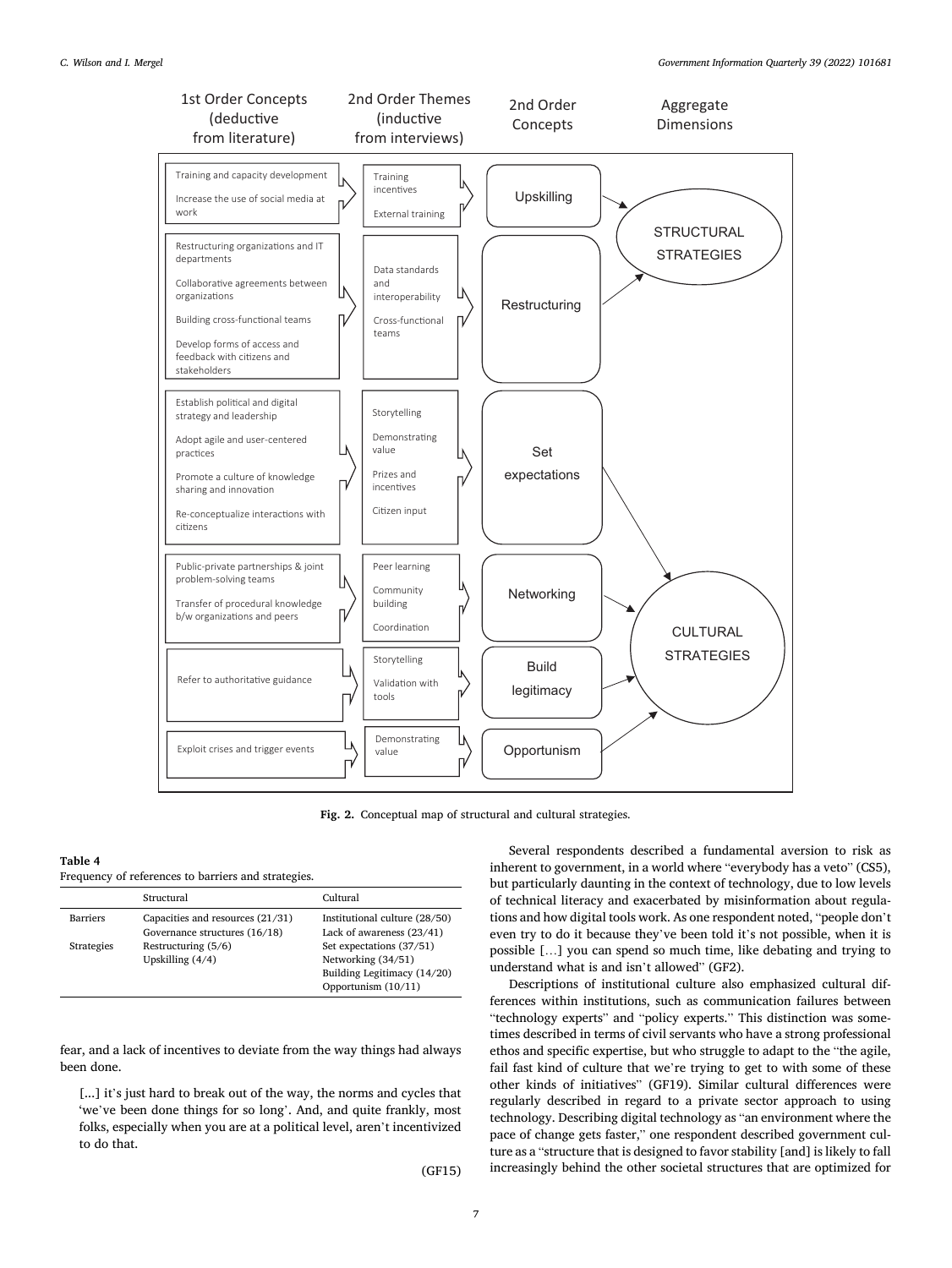| 1st Order Concepts (deductive from literature) | 2nd Order Themes (inductive from interviews) | 2nd Order Concepts | Aggregate Dimensions |
| --- | --- | --- | --- |
| Training and capacity development; Increase the use of social media at work | Training incentives; External training | Upskilling | STRUCTURAL STRATEGIES |
| Restructuring organizations and IT departments; Collaborative agreements between organizations; Building cross-functional teams; Develop forms of access and feedback with citizens and stakeholders | Data standards and interoperability; Cross-functional teams | Restructuring | STRUCTURAL STRATEGIES |
| Establish political and digital strategy and leadership; Adopt agile and user-centered practices; Promote a culture of knowledge sharing and innovation; Re-conceptualize interactions with citizens | Storytelling; Demonstrating value; Prizes and incentives; Citizen input | Set expectations | CULTURAL STRATEGIES |
| Public-private partnerships & joint problem-solving teams; Transfer of procedural knowledge b/w organizations and peers | Peer learning; Community building; Coordination | Networking | CULTURAL STRATEGIES |
| Refer to authoritative guidance | Storytelling; Validation with tools | Build legitimacy | CULTURAL STRATEGIES |
| Exploit crises and trigger events | Demonstrating value | Opportunism | CULTURAL STRATEGIES |

**Fig. 2.** Conceptual map of structural and cultural strategies.

**Table 4**
Frequency of references to barriers and strategies.

| | Structural | Cultural |
| --- | --- | --- |
| Barriers | Capacities and resources (21/31) | Institutional culture (28/50) |
| | Governance structures (16/18) | Lack of awareness (23/41) |
| Strategies | Restructuring (5/6) | Set expectations (37/51) |
| | Upskilling (4/4) | Networking (34/51) |
| | | Building Legitimacy (14/20) |
| | | Opportunism (10/11) |

fear, and a lack of incentives to deviate from the way things had always been done.

> [...] it's just hard to break out of the way, the norms and cycles that 'we've been done things for so long'. And, and quite frankly, most folks, especially when you are at a political level, aren't incentivized to do that.
>
> (GF15)

Several respondents described a fundamental aversion to risk as inherent to government, in a world where "everybody has a veto" (CS5), but particularly daunting in the context of technology, due to low levels of technical literacy and exacerbated by misinformation about regulations and how digital tools work. As one respondent noted, "people don't even try to do it because they've been told it's not possible, when it is possible […] you can spend so much time, like debating and trying to understand what is and isn't allowed" (GF2).

Descriptions of institutional culture also emphasized cultural differences within institutions, such as communication failures between "technology experts" and "policy experts." This distinction was sometimes described in terms of civil servants who have a strong professional ethos and specific expertise, but who struggle to adapt to the "the agile, fail fast kind of culture that we're trying to get to with some of these other kinds of initiatives" (GF19). Similar cultural differences were regularly described in regard to a private sector approach to using technology. Describing digital technology as "an environment where the pace of change gets faster," one respondent described government culture as a "structure that is designed to favor stability [and] is likely to fall increasingly behind the other societal structures that are optimized for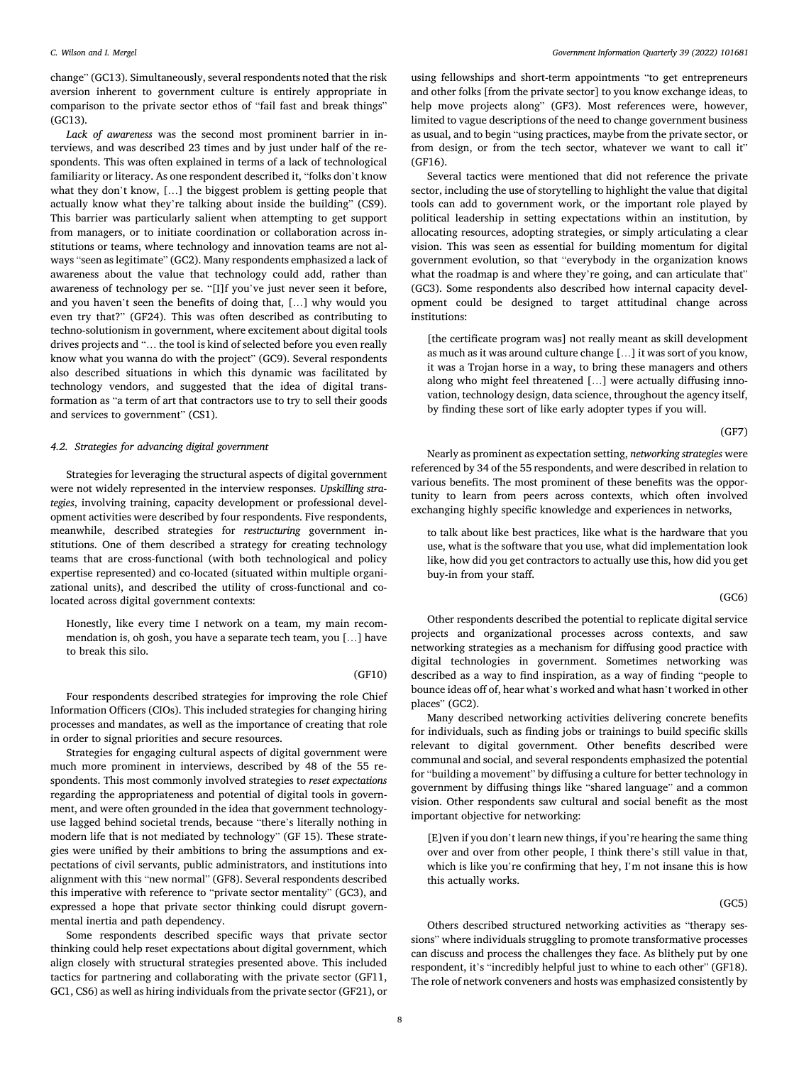change" (GC13). Simultaneously, several respondents noted that the risk aversion inherent to government culture is entirely appropriate in comparison to the private sector ethos of "fail fast and break things" (GC13).

*Lack of awareness* was the second most prominent barrier in interviews, and was described 23 times and by just under half of the respondents. This was often explained in terms of a lack of technological familiarity or literacy. As one respondent described it, "folks don't know what they don't know, […] the biggest problem is getting people that actually know what they're talking about inside the building" (CS9). This barrier was particularly salient when attempting to get support from managers, or to initiate coordination or collaboration across institutions or teams, where technology and innovation teams are not always "seen as legitimate" (GC2). Many respondents emphasized a lack of awareness about the value that technology could add, rather than awareness of technology per se. "[I]f you've just never seen it before, and you haven't seen the benefits of doing that, […] why would you even try that?" (GF24). This was often described as contributing to techno-solutionism in government, where excitement about digital tools drives projects and "… the tool is kind of selected before you even really know what you wanna do with the project" (GC9). Several respondents also described situations in which this dynamic was facilitated by technology vendors, and suggested that the idea of digital transformation as "a term of art that contractors use to try to sell their goods and services to government" (CS1).

### 4.2. Strategies for advancing digital government

Strategies for leveraging the structural aspects of digital government were not widely represented in the interview responses. *Upskilling strategies*, involving training, capacity development or professional development activities were described by four respondents. Five respondents, meanwhile, described strategies for *restructuring* government institutions. One of them described a strategy for creating technology teams that are cross-functional (with both technological and policy expertise represented) and co-located (situated within multiple organizational units), and described the utility of cross-functional and co-located across digital government contexts:

> Honestly, like every time I network on a team, my main recommendation is, oh gosh, you have a separate tech team, you […] have to break this silo.
>
> (GF10)

Four respondents described strategies for improving the role Chief Information Officers (CIOs). This included strategies for changing hiring processes and mandates, as well as the importance of creating that role in order to signal priorities and secure resources.

Strategies for engaging cultural aspects of digital government were much more prominent in interviews, described by 48 of the 55 respondents. This most commonly involved strategies to *reset expectations* regarding the appropriateness and potential of digital tools in government, and were often grounded in the idea that government technology-use lagged behind societal trends, because "there's literally nothing in modern life that is not mediated by technology" (GF 15). These strategies were unified by their ambitions to bring the assumptions and expectations of civil servants, public administrators, and institutions into alignment with this "new normal" (GF8). Several respondents described this imperative with reference to "private sector mentality" (GC3), and expressed a hope that private sector thinking could disrupt governmental inertia and path dependency.

Some respondents described specific ways that private sector thinking could help reset expectations about digital government, which align closely with structural strategies presented above. This included tactics for partnering and collaborating with the private sector (GF11, GC1, CS6) as well as hiring individuals from the private sector (GF21), or using fellowships and short-term appointments "to get entrepreneurs and other folks [from the private sector] to you know exchange ideas, to help move projects along" (GF3). Most references were, however, limited to vague descriptions of the need to change government business as usual, and to begin "using practices, maybe from the private sector, or from design, or from the tech sector, whatever we want to call it" (GF16).

Several tactics were mentioned that did not reference the private sector, including the use of storytelling to highlight the value that digital tools can add to government work, or the important role played by political leadership in setting expectations within an institution, by allocating resources, adopting strategies, or simply articulating a clear vision. This was seen as essential for building momentum for digital government evolution, so that "everybody in the organization knows what the roadmap is and where they're going, and can articulate that" (GC3). Some respondents also described how internal capacity development could be designed to target attitudinal change across institutions:

> [the certificate program was] not really meant as skill development as much as it was around culture change […] it was sort of you know, it was a Trojan horse in a way, to bring these managers and others along who might feel threatened […] were actually diffusing innovation, technology design, data science, throughout the agency itself, by finding these sort of like early adopter types if you will.
>
> (GF7)

Nearly as prominent as expectation setting, *networking strategies* were referenced by 34 of the 55 respondents, and were described in relation to various benefits. The most prominent of these benefits was the opportunity to learn from peers across contexts, which often involved exchanging highly specific knowledge and experiences in networks,

> to talk about like best practices, like what is the hardware that you use, what is the software that you use, what did implementation look like, how did you get contractors to actually use this, how did you get buy-in from your staff.
>
> (GC6)

Other respondents described the potential to replicate digital service projects and organizational processes across contexts, and saw networking strategies as a mechanism for diffusing good practice with digital technologies in government. Sometimes networking was described as a way to find inspiration, as a way of finding "people to bounce ideas off of, hear what's worked and what hasn't worked in other places" (GC2).

Many described networking activities delivering concrete benefits for individuals, such as finding jobs or trainings to build specific skills relevant to digital government. Other benefits described were communal and social, and several respondents emphasized the potential for "building a movement" by diffusing a culture for better technology in government by diffusing things like "shared language" and a common vision. Other respondents saw cultural and social benefit as the most important objective for networking:

> [E]ven if you don't learn new things, if you're hearing the same thing over and over from other people, I think there's still value in that, which is like you're confirming that hey, I'm not insane this is how this actually works.
>
> (GC5)

Others described structured networking activities as "therapy sessions" where individuals struggling to promote transformative processes can discuss and process the challenges they face. As blithely put by one respondent, it's "incredibly helpful just to whine to each other" (GF18). The role of network conveners and hosts was emphasized consistently by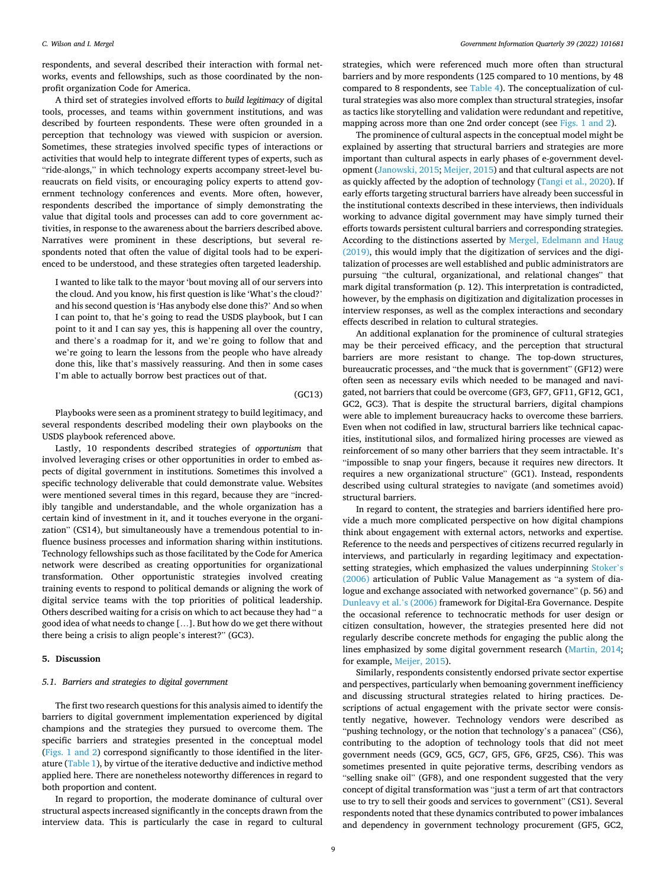respondents, and several described their interaction with formal networks, events and fellowships, such as those coordinated by the non-profit organization Code for America.

A third set of strategies involved efforts to *build legitimacy* of digital tools, processes, and teams within government institutions, and was described by fourteen respondents. These were often grounded in a perception that technology was viewed with suspicion or aversion. Sometimes, these strategies involved specific types of interactions or activities that would help to integrate different types of experts, such as "ride-alongs," in which technology experts accompany street-level bureaucrats on field visits, or encouraging policy experts to attend government technology conferences and events. More often, however, respondents described the importance of simply demonstrating the value that digital tools and processes can add to core government activities, in response to the awareness about the barriers described above. Narratives were prominent in these descriptions, but several respondents noted that often the value of digital tools had to be experienced to be understood, and these strategies often targeted leadership.

> I wanted to like talk to the mayor 'bout moving all of our servers into the cloud. And you know, his first question is like 'What's the cloud?' and his second question is 'Has anybody else done this?' And so when I can point to, that he's going to read the USDS playbook, but I can point to it and I can say yes, this is happening all over the country, and there's a roadmap for it, and we're going to follow that and we're going to learn the lessons from the people who have already done this, like that's massively reassuring. And then in some cases I'm able to actually borrow best practices out of that.
>
> (GC13)

Playbooks were seen as a prominent strategy to build legitimacy, and several respondents described modeling their own playbooks on the USDS playbook referenced above.

Lastly, 10 respondents described strategies of *opportunism* that involved leveraging crises or other opportunities in order to embed aspects of digital government in institutions. Sometimes this involved a specific technology deliverable that could demonstrate value. Websites were mentioned several times in this regard, because they are "incredibly tangible and understandable, and the whole organization has a certain kind of investment in it, and it touches everyone in the organization" (CS14), but simultaneously have a tremendous potential to influence business processes and information sharing within institutions. Technology fellowships such as those facilitated by the Code for America network were described as creating opportunities for organizational transformation. Other opportunistic strategies involved creating training events to respond to political demands or aligning the work of digital service teams with the top priorities of political leadership. Others described waiting for a crisis on which to act because they had " a good idea of what needs to change [...]. But how do we get there without there being a crisis to align people's interest?" (GC3).

## 5. Discussion

### 5.1. Barriers and strategies to digital government

The first two research questions for this analysis aimed to identify the barriers to digital government implementation experienced by digital champions and the strategies they pursued to overcome them. The specific barriers and strategies presented in the conceptual model (Figs. 1 and 2) correspond significantly to those identified in the literature (Table 1), by virtue of the iterative deductive and indictive method applied here. There are nonetheless noteworthy differences in regard to both proportion and content.

In regard to proportion, the moderate dominance of cultural over structural aspects increased significantly in the concepts drawn from the interview data. This is particularly the case in regard to cultural strategies, which were referenced much more often than structural barriers and by more respondents (125 compared to 10 mentions, by 48 compared to 8 respondents, see Table 4). The conceptualization of cultural strategies was also more complex than structural strategies, insofar as tactics like storytelling and validation were redundant and repetitive, mapping across more than one 2nd order concept (see Figs. 1 and 2).

The prominence of cultural aspects in the conceptual model might be explained by asserting that structural barriers and strategies are more important than cultural aspects in early phases of e-government development (Janowski, 2015; Meijer, 2015) and that cultural aspects are not as quickly affected by the adoption of technology (Tangi et al., 2020). If early efforts targeting structural barriers have already been successful in the institutional contexts described in these interviews, then individuals working to advance digital government may have simply turned their efforts towards persistent cultural barriers and corresponding strategies. According to the distinctions asserted by Mergel, Edelmann and Haug (2019), this would imply that the digitization of services and the digitalization of processes are well established and public administrators are pursuing "the cultural, organizational, and relational changes" that mark digital transformation (p. 12). This interpretation is contradicted, however, by the emphasis on digitization and digitalization processes in interview responses, as well as the complex interactions and secondary effects described in relation to cultural strategies.

An additional explanation for the prominence of cultural strategies may be their perceived efficacy, and the perception that structural barriers are more resistant to change. The top-down structures, bureaucratic processes, and "the muck that is government" (GF12) were often seen as necessary evils which needed to be managed and navigated, not barriers that could be overcome (GF3, GF7, GF11, GF12, GC1, GC2, GC3). That is despite the structural barriers, digital champions were able to implement bureaucracy hacks to overcome these barriers. Even when not codified in law, structural barriers like technical capacities, institutional silos, and formalized hiring processes are viewed as reinforcement of so many other barriers that they seem intractable. It's "impossible to snap your fingers, because it requires new directors. It requires a new organizational structure" (GC1). Instead, respondents described using cultural strategies to navigate (and sometimes avoid) structural barriers.

In regard to content, the strategies and barriers identified here provide a much more complicated perspective on how digital champions think about engagement with external actors, networks and expertise. Reference to the needs and perspectives of citizens recurred regularly in interviews, and particularly in regarding legitimacy and expectation-setting strategies, which emphasized the values underpinning Stoker's (2006) articulation of Public Value Management as "a system of dialogue and exchange associated with networked governance" (p. 56) and Dunleavy et al.'s (2006) framework for Digital-Era Governance. Despite the occasional reference to technocratic methods for user design or citizen consultation, however, the strategies presented here did not regularly describe concrete methods for engaging the public along the lines emphasized by some digital government research (Martin, 2014; for example, Meijer, 2015).

Similarly, respondents consistently endorsed private sector expertise and perspectives, particularly when bemoaning government inefficiency and discussing structural strategies related to hiring practices. Descriptions of actual engagement with the private sector were consistently negative, however. Technology vendors were described as "pushing technology, or the notion that technology's a panacea" (CS6), contributing to the adoption of technology tools that did not meet government needs (GC9, GC5, GC7, GF5, GF6, GF25, CS6). This was sometimes presented in quite pejorative terms, describing vendors as "selling snake oil" (GF8), and one respondent suggested that the very concept of digital transformation was "just a term of art that contractors use to try to sell their goods and services to government" (CS1). Several respondents noted that these dynamics contributed to power imbalances and dependency in government technology procurement (GF5, GC2,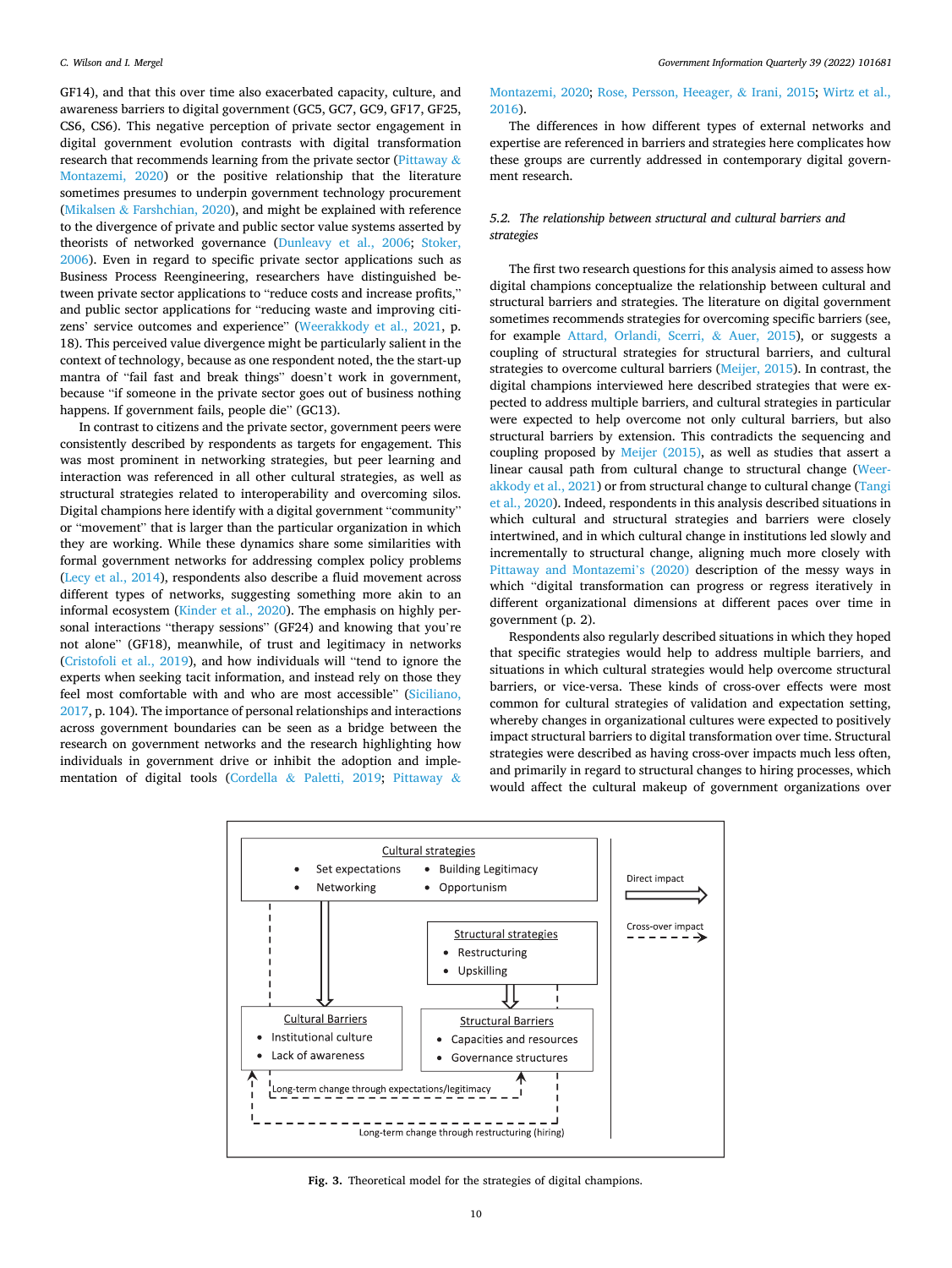GF14), and that this over time also exacerbated capacity, culture, and awareness barriers to digital government (GC5, GC7, GC9, GF17, GF25, CS6, CS6). This negative perception of private sector engagement in digital government evolution contrasts with digital transformation research that recommends learning from the private sector (Pittaway & Montazemi, 2020) or the positive relationship that the literature sometimes presumes to underpin government technology procurement (Mikalsen & Farshchian, 2020), and might be explained with reference to the divergence of private and public sector value systems asserted by theorists of networked governance (Dunleavy et al., 2006; Stoker, 2006). Even in regard to specific private sector applications such as Business Process Reengineering, researchers have distinguished between private sector applications to "reduce costs and increase profits," and public sector applications for "reducing waste and improving citizens' service outcomes and experience" (Weerakkody et al., 2021, p. 18). This perceived value divergence might be particularly salient in the context of technology, because as one respondent noted, the start-up mantra of "fail fast and break things" doesn't work in government, because "if someone in the private sector goes out of business nothing happens. If government fails, people die" (GC13).

In contrast to citizens and the private sector, government peers were consistently described by respondents as targets for engagement. This was most prominent in networking strategies, but peer learning and interaction was referenced in all other cultural strategies, as well as structural strategies related to interoperability and overcoming silos. Digital champions here identify with a digital government "community" or "movement" that is larger than the particular organization in which they are working. While these dynamics share some similarities with formal government networks for addressing complex policy problems (Lecy et al., 2014), respondents also describe a fluid movement across different types of networks, suggesting something more akin to an informal ecosystem (Kinder et al., 2020). The emphasis on highly personal interactions "therapy sessions" (GF24) and knowing that you're not alone" (GF18), meanwhile, of trust and legitimacy in networks (Cristofoli et al., 2019), and how individuals will "tend to ignore the experts when seeking tacit information, and instead rely on those they feel most comfortable with and who are most accessible" (Siciliano, 2017, p. 104). The importance of personal relationships and interactions across government boundaries can be seen as a bridge between the research on government networks and the research highlighting how individuals in government drive or inhibit the adoption and implementation of digital tools (Cordella & Paletti, 2019; Pittaway & Montazemi, 2020; Rose, Persson, Heeager, & Irani, 2015; Wirtz et al., 2016).

The differences in how different types of external networks and expertise are referenced in barriers and strategies here complicates how these groups are currently addressed in contemporary digital government research.

### 5.2. The relationship between structural and cultural barriers and strategies

The first two research questions for this analysis aimed to assess how digital champions conceptualize the relationship between cultural and structural barriers and strategies. The literature on digital government sometimes recommends strategies for overcoming specific barriers (see, for example Attard, Orlandi, Scerri, & Auer, 2015), or suggests a coupling of structural strategies for structural barriers, and cultural strategies to overcome cultural barriers (Meijer, 2015). In contrast, the digital champions interviewed here described strategies that were expected to address multiple barriers, and cultural strategies in particular were expected to help overcome not only cultural barriers, but also structural barriers by extension. This contradicts the sequencing and coupling proposed by Meijer (2015), as well as studies that assert a linear causal path from cultural change to structural change (Weerakkody et al., 2021) or from structural change to cultural change (Tangi et al., 2020). Indeed, respondents in this analysis described situations in which cultural and structural strategies and barriers were closely intertwined, and in which cultural change in institutions led slowly and incrementally to structural change, aligning much more closely with Pittaway and Montazemi's (2020) description of the messy ways in which "digital transformation can progress or regress iteratively in different organizational dimensions at different paces over time in government (p. 2).

Respondents also regularly described situations in which they hoped that specific strategies would help to address multiple barriers, and situations in which cultural strategies would help overcome structural barriers, or vice-versa. These kinds of cross-over effects were most common for cultural strategies of validation and expectation setting, whereby changes in organizational cultures were expected to positively impact structural barriers to digital transformation over time. Structural strategies were described as having cross-over impacts much less often, and primarily in regard to structural changes to hiring processes, which would affect the cultural makeup of government organizations over

Cultural strategies: Set expectations; Building Legitimacy; Networking; Opportunism
Structural strategies: Restructuring; Upskilling
Cultural Barriers: Institutional culture; Lack of awareness
Structural Barriers: Capacities and resources; Governance structures
Long-term change through expectations/legitimacy
Long-term change through restructuring (hiring)
Direct impact
Cross-over impact

**Fig. 3.** Theoretical model for the strategies of digital champions.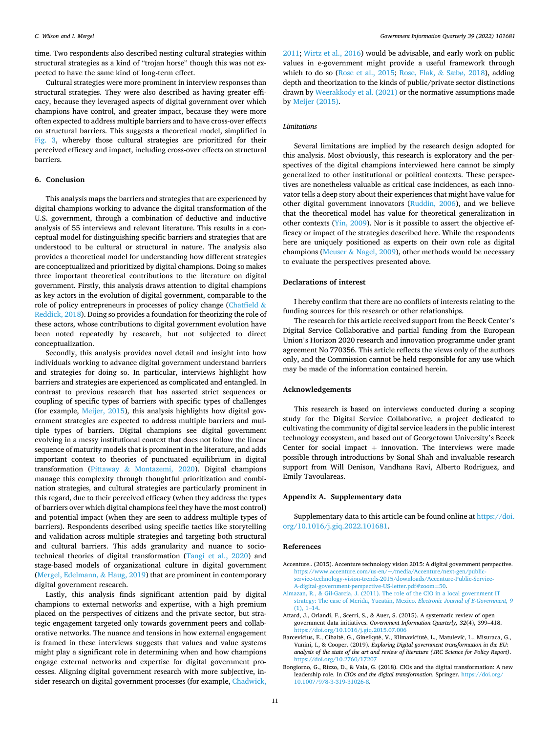time. Two respondents also described nesting cultural strategies within structural strategies as a kind of "trojan horse" though this was not expected to have the same kind of long-term effect.

Cultural strategies were more prominent in interview responses than structural strategies. They were also described as having greater efficacy, because they leveraged aspects of digital government over which champions have control, and greater impact, because they were more often expected to address multiple barriers and to have cross-over effects on structural barriers. This suggests a theoretical model, simplified in Fig. 3, whereby those cultural strategies are prioritized for their perceived efficacy and impact, including cross-over effects on structural barriers.

## 6. Conclusion

This analysis maps the barriers and strategies that are experienced by digital champions working to advance the digital transformation of the U.S. government, through a combination of deductive and inductive analysis of 55 interviews and relevant literature. This results in a conceptual model for distinguishing specific barriers and strategies that are understood to be cultural or structural in nature. The analysis also provides a theoretical model for understanding how different strategies are conceptualized and prioritized by digital champions. Doing so makes three important theoretical contributions to the literature on digital government. Firstly, this analysis draws attention to digital champions as key actors in the evolution of digital government, comparable to the role of policy entrepreneurs in processes of policy change (Chatfield & Reddick, 2018). Doing so provides a foundation for theorizing the role of these actors, whose contributions to digital government evolution have been noted repeatedly by research, but not subjected to direct conceptualization.

Secondly, this analysis provides novel detail and insight into how individuals working to advance digital government understand barriers and strategies for doing so. In particular, interviews highlight how barriers and strategies are experienced as complicated and entangled. In contrast to previous research that has asserted strict sequences or coupling of specific types of barriers with specific types of challenges (for example, Meijer, 2015), this analysis highlights how digital government strategies are expected to address multiple barriers and multiple types of barriers. Digital champions see digital government evolving in a messy institutional context that does not follow the linear sequence of maturity models that is prominent in the literature, and adds important context to theories of punctuated equilibrium in digital transformation (Pittaway & Montazemi, 2020). Digital champions manage this complexity through thoughtful prioritization and combination strategies, and cultural strategies are particularly prominent in this regard, due to their perceived efficacy (when they address the types of barriers over which digital champions feel they have the most control) and potential impact (when they are seen to address multiple types of barriers). Respondents described using specific tactics like storytelling and validation across multiple strategies and targeting both structural and cultural barriers. This adds granularity and nuance to socio-technical theories of digital transformation (Tangi et al., 2020) and stage-based models of organizational culture in digital government (Mergel, Edelmann, & Haug, 2019) that are prominent in contemporary digital government research.

Lastly, this analysis finds significant attention paid by digital champions to external networks and expertise, with a high premium placed on the perspectives of citizens and the private sector, but strategic engagement targeted only towards government peers and collaborative networks. The nuance and tensions in how external engagement is framed in these interviews suggests that values and value systems might play a significant role in determining when and how champions engage external networks and expertise for digital government processes. Aligning digital government research with more subjective, insider research on digital government processes (for example, Chadwick, 2011; Wirtz et al., 2016) would be advisable, and early work on public values in e-government might provide a useful framework through which to do so (Rose et al., 2015; Rose, Flak, & Sæbø, 2018), adding depth and theorization to the kinds of public/private sector distinctions drawn by Weerakkody et al. (2021) or the normative assumptions made by Meijer (2015).

### Limitations

Several limitations are implied by the research design adopted for this analysis. Most obviously, this research is exploratory and the perspectives of the digital champions interviewed here cannot be simply generalized to other institutional or political contexts. These perspectives are nonetheless valuable as critical case incidences, as each innovator tells a deep story about their experiences that might have value for other digital government innovators (Ruddin, 2006), and we believe that the theoretical model has value for theoretical generalization in other contexts (Yin, 2009). Nor is it possible to assert the objective efficacy or impact of the strategies described here. While the respondents here are uniquely positioned as experts on their own role as digital champions (Meuser & Nagel, 2009), other methods would be necessary to evaluate the perspectives presented above.

## Declarations of interest

I hereby confirm that there are no conflicts of interests relating to the funding sources for this research or other relationships.

The research for this article received support from the Beeck Center's Digital Service Collaborative and partial funding from the European Union's Horizon 2020 research and innovation programme under grant agreement No 770356. This article reflects the views only of the authors only, and the Commission cannot be held responsible for any use which may be made of the information contained herein.

## Acknowledgements

This research is based on interviews conducted during a scoping study for the Digital Service Collaborative, a project dedicated to cultivating the community of digital service leaders in the public interest technology ecosystem, and based out of Georgetown University's Beeck Center for social impact + innovation. The interviews were made possible through introductions by Sonal Shah and invaluable research support from Will Denison, Vandhana Ravi, Alberto Rodriguez, and Emily Tavoulareas.

## Appendix A. Supplementary data

Supplementary data to this article can be found online at https://doi.org/10.1016/j.giq.2022.101681.

## References

Accenture.. (2015). Accenture technology vision 2015: A digital government perspective. https://www.accenture.com/us-en/~/media/Accenture/next-gen/public-service-technology-vision-trends-2015/downloads/Accenture-Public-Service-A-digital-government-perspective-US-letter.pdf#zoom=50.

Almazan, R., & Gil-Garcia, J. (2011). The role of the CIO in a local government IT strategy: The case of Merida, Yucatán, Mexico. *Electronic Journal of E-Government, 9* (1), 1–14.

Attard, J., Orlandi, F., Scerri, S., & Auer, S. (2015). A systematic review of open government data initiatives. *Government Information Quarterly, 32*(4), 399–418. https://doi.org/10.1016/j.giq.2015.07.006

Barcevičius, E., Cibaitė, G., Gineikytė, V., Klimavičiūtė, L., Matulevič, L., Misuraca, G., Vanini, I., & Cooper. (2019). *Exploring Digital government transformation in the EU: analysis of the state of the art and review of literature (JRC Science for Policy Report)*. https://doi.org/10.2760/17207

Bongiorno, G., Rizzo, D., & Vaia, G. (2018). CIOs and the digital transformation: A new leadership role. In *CIOs and the digital transformation*. Springer. https://doi.org/10.1007/978-3-319-31026-8.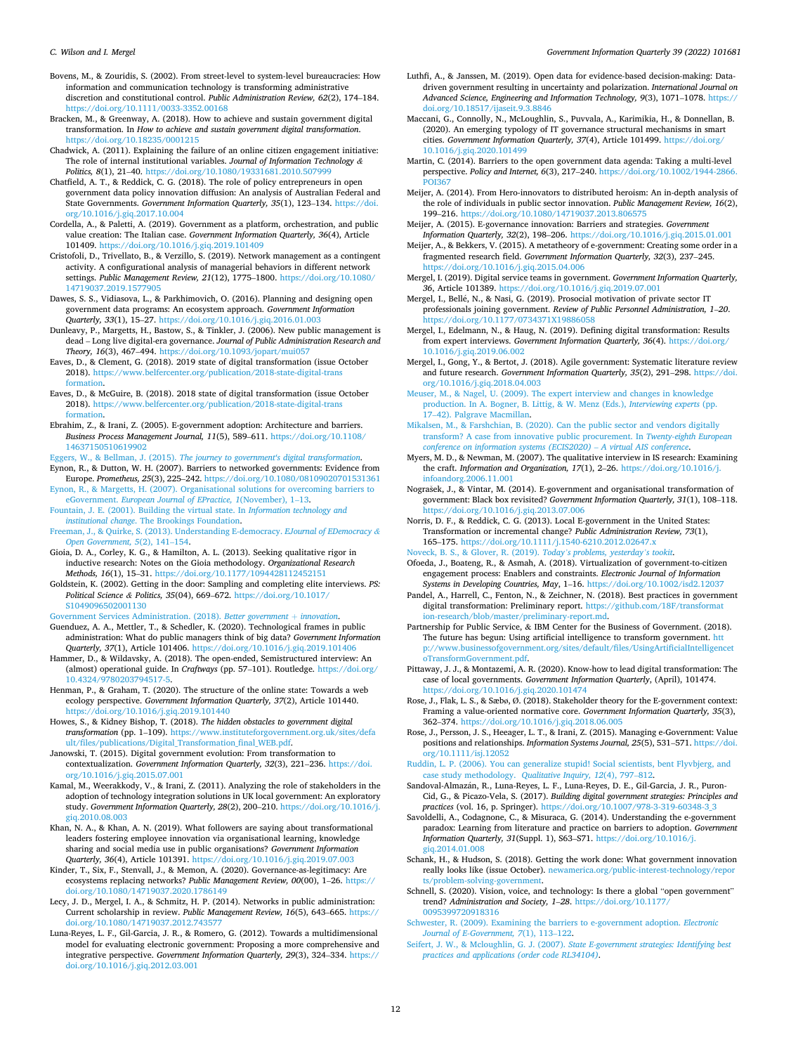Bovens, M., & Zouridis, S. (2002). From street-level to system-level bureaucracies: How information and communication technology is transforming administrative discretion and constitutional control. *Public Administration Review, 62*(2), 174–184. https://doi.org/10.1111/0033-3352.00168

Bracken, M., & Greenway, A. (2018). How to achieve and sustain government digital transformation. In *How to achieve and sustain government digital transformation*. https://doi.org/10.18235/0001215

Chadwick, A. (2011). Explaining the failure of an online citizen engagement initiative: The role of internal institutional variables. *Journal of Information Technology & Politics, 8*(1), 21–40. https://doi.org/10.1080/19331681.2010.507999

Chatfield, A. T., & Reddick, C. G. (2018). The role of policy entrepreneurs in open government data policy innovation diffusion: An analysis of Australian Federal and State Governments. *Government Information Quarterly, 35*(1), 123–134. https://doi.org/10.1016/j.giq.2017.10.004

Cordella, A., & Paletti, A. (2019). Government as a platform, orchestration, and public value creation: The Italian case. *Government Information Quarterly, 36*(4), Article 101409. https://doi.org/10.1016/j.giq.2019.101409

Cristofoli, D., Trivellato, B., & Verzillo, S. (2019). Network management as a contingent activity. A configurational analysis of managerial behaviors in different network settings. *Public Management Review, 21*(12), 1775–1800. https://doi.org/10.1080/14719037.2019.1577905

Dawes, S. S., Vidiasova, L., & Parkhimovich, O. (2016). Planning and designing open government data programs: An ecosystem approach. *Government Information Quarterly, 33*(1), 15–27. https://doi.org/10.1016/j.giq.2016.01.003

Dunleavy, P., Margetts, H., Bastow, S., & Tinkler, J. (2006). New public management is dead – Long live digital-era governance. *Journal of Public Administration Research and Theory, 16*(3), 467–494. https://doi.org/10.1093/jopart/mui057

Eaves, D., & Clement, G. (2018). 2019 state of digital transformation (issue October 2018). https://www.belfercenter.org/publication/2018-state-digital-transformation.

Eaves, D., & McGuire, B. (2018). 2018 state of digital transformation (issue October 2018). https://www.belfercenter.org/publication/2018-state-digital-transformation.

Ebrahim, Z., & Irani, Z. (2005). E-government adoption: Architecture and barriers. *Business Process Management Journal, 11*(5), 589–611. https://doi.org/10.1108/14637150510619902

Eggers, W., & Bellman, J. (2015). *The journey to government's digital transformation*.

Eynon, R., & Dutton, W. H. (2007). Barriers to networked governments: Evidence from Europe. *Prometheus, 25*(3), 225–242. https://doi.org/10.1080/08109020701531361

Eynon, R., & Margetts, H. (2007). Organisational solutions for overcoming barriers to eGovernment. *European Journal of EPractice, 1*(November), 1–13.

Fountain, J. E. (2001). Building the virtual state. In *Information technology and institutional change*. The Brookings Foundation.

Freeman, J., & Quirke, S. (2013). Understanding E-democracy. *EJournal of EDemocracy & Open Government, 5*(2), 141–154.

Gioia, D. A., Corley, K. G., & Hamilton, A. L. (2013). Seeking qualitative rigor in inductive research: Notes on the Gioia methodology. *Organizational Research Methods, 16*(1), 15–31. https://doi.org/10.1177/1094428112452151

Goldstein, K. (2002). Getting in the door: Sampling and completing elite interviews. *PS: Political Science & Politics, 35*(04), 669–672. https://doi.org/10.1017/S1049096502001130

Government Services Administration. (2018). *Better government + innovation*.

Guenduez, A. A., Mettler, T., & Schedler, K. (2020). Technological frames in public administration: What do public managers think of big data? *Government Information Quarterly, 37*(1), Article 101406. https://doi.org/10.1016/j.giq.2019.101406

Hammer, D., & Wildavsky, A. (2018). The open-ended, Semistructured interview: An (almost) operational guide. In *Craftways* (pp. 57–101). Routledge. https://doi.org/10.4324/9780203794517-5.

Henman, P., & Graham, T. (2020). The structure of the online state: Towards a web ecology perspective. *Government Information Quarterly, 37*(2), Article 101440. https://doi.org/10.1016/j.giq.2019.101440

Howes, S., & Kidney Bishop, T. (2018). *The hidden obstacles to government digital transformation* (pp. 1–109). https://www.instituteforgovernment.org.uk/sites/default/files/publications/Digital_Transformation_final_WEB.pdf.

Janowski, T. (2015). Digital government evolution: From transformation to contextualization. *Government Information Quarterly, 32*(3), 221–236. https://doi.org/10.1016/j.giq.2015.07.001

Kamal, M., Weerakkody, V., & Irani, Z. (2011). Analyzing the role of stakeholders in the adoption of technology integration solutions in UK local government: An exploratory study. *Government Information Quarterly, 28*(2), 200–210. https://doi.org/10.1016/j.giq.2010.08.003

Khan, N. A., & Khan, A. N. (2019). What followers are saying about transformational leaders fostering employee innovation via organisational learning, knowledge sharing and social media use in public organisations? *Government Information Quarterly, 36*(4), Article 101391. https://doi.org/10.1016/j.giq.2019.07.003

Kinder, T., Six, F., Stenvall, J., & Memon, A. (2020). Governance-as-legitimacy: Are ecosystems replacing networks? *Public Management Review, 00*(00), 1–26. https://doi.org/10.1080/14719037.2020.1786149

Lecy, J. D., Mergel, I. A., & Schmitz, H. P. (2014). Networks in public administration: Current scholarship in review. *Public Management Review, 16*(5), 643–665. https://doi.org/10.1080/14719037.2012.743577

Luna-Reyes, L. F., Gil-Garcia, J. R., & Romero, G. (2012). Towards a multidimensional model for evaluating electronic government: Proposing a more comprehensive and integrative perspective. *Government Information Quarterly, 29*(3), 324–334. https://doi.org/10.1016/j.giq.2012.03.001

Luthfi, A., & Janssen, M. (2019). Open data for evidence-based decision-making: Data-driven government resulting in uncertainty and polarization. *International Journal on Advanced Science, Engineering and Information Technology, 9*(3), 1071–1078. https://doi.org/10.18517/ijaseit.9.3.8846

Maccani, G., Connolly, N., McLoughlin, S., Puvvala, A., Karimikia, H., & Donnellan, B. (2020). An emerging typology of IT governance structural mechanisms in smart cities. *Government Information Quarterly, 37*(4), Article 101499. https://doi.org/10.1016/j.giq.2020.101499

Martin, C. (2014). Barriers to the open government data agenda: Taking a multi-level perspective. *Policy and Internet, 6*(3), 217–240. https://doi.org/10.1002/1944-2866.POI367

Meijer, A. (2014). From Hero-innovators to distributed heroism: An in-depth analysis of the role of individuals in public sector innovation. *Public Management Review, 16*(2), 199–216. https://doi.org/10.1080/14719037.2013.806575

Meijer, A. (2015). E-governance innovation: Barriers and strategies. *Government Information Quarterly, 32*(2), 198–206. https://doi.org/10.1016/j.giq.2015.01.001

Meijer, A., & Bekkers, V. (2015). A metatheory of e-government: Creating some order in a fragmented research field. *Government Information Quarterly, 32*(3), 237–245. https://doi.org/10.1016/j.giq.2015.04.006

Mergel, I. (2019). Digital service teams in government. *Government Information Quarterly, 36*, Article 101389. https://doi.org/10.1016/j.giq.2019.07.001

Mergel, I., Bellé, N., & Nasi, G. (2019). Prosocial motivation of private sector IT professionals joining government. *Review of Public Personnel Administration, 1–20*. https://doi.org/10.1177/0734371X19886058

Mergel, I., Edelmann, N., & Haug, N. (2019). Defining digital transformation: Results from expert interviews. *Government Information Quarterly, 36*(4). https://doi.org/10.1016/j.giq.2019.06.002

Mergel, I., Gong, Y., & Bertot, J. (2018). Agile government: Systematic literature review and future research. *Government Information Quarterly, 35*(2), 291–298. https://doi.org/10.1016/j.giq.2018.04.003

Meuser, M., & Nagel, U. (2009). The expert interview and changes in knowledge production. In A. Bogner, B. Littig, & W. Menz (Eds.), *Interviewing experts* (pp. 17–42). Palgrave Macmillan.

Mikalsen, M., & Farshchian, B. (2020). Can the public sector and vendors digitally transform? A case from innovative public procurement. In *Twenty-eighth European conference on information systems (ECIS2020) – A virtual AIS conference*.

Myers, M. D., & Newman, M. (2007). The qualitative interview in IS research: Examining the craft. *Information and Organization, 17*(1), 2–26. https://doi.org/10.1016/j.infoandorg.2006.11.001

Nograšek, J., & Vintar, M. (2014). E-government and organisational transformation of government: Black box revisited? *Government Information Quarterly, 31*(1), 108–118. https://doi.org/10.1016/j.giq.2013.07.006

Norris, D. F., & Reddick, C. G. (2013). Local E-government in the United States: Transformation or incremental change? *Public Administration Review, 73*(1), 165–175. https://doi.org/10.1111/j.1540-6210.2012.02647.x

Noveck, B. S., & Glover, R. (2019). *Today's problems, yesterday's tookit*.

Ofoeda, J., Boateng, R., & Asmah, A. (2018). Virtualization of government-to-citizen engagement process: Enablers and constraints. *Electronic Journal of Information Systems in Developing Countries, May*, 1–16. https://doi.org/10.1002/isd2.12037

Pandel, A., Harrell, C., Fenton, N., & Zeichner, N. (2018). Best practices in government digital transformation: Preliminary report. https://github.com/18F/transformation-research/blob/master/preliminary-report.md.

Partnership for Public Service, & IBM Center for the Business of Government. (2018). The future has begun: Using artificial intelligence to transform government. http://www.businessofgovernment.org/sites/default/files/UsingArtificialIntelligencetoTransformGovernment.pdf.

Pittaway, J. J., & Montazemi, A. R. (2020). Know-how to lead digital transformation: The case of local governments. *Government Information Quarterly*, (April), 101474. https://doi.org/10.1016/j.giq.2020.101474

Rose, J., Flak, L. S., & Sæbø, Ø. (2018). Stakeholder theory for the E-government context: Framing a value-oriented normative core. *Government Information Quarterly, 35*(3), 362–374. https://doi.org/10.1016/j.giq.2018.06.005

Rose, J., Persson, J. S., Heeager, L. T., & Irani, Z. (2015). Managing e-Government: Value positions and relationships. *Information Systems Journal, 25*(5), 531–571. https://doi.org/10.1111/isj.12052

Ruddin, L. P. (2006). You can generalize stupid! Social scientists, bent Flyvbjerg, and case study methodology. *Qualitative Inquiry, 12*(4), 797–812.

Sandoval-Almazán, R., Luna-Reyes, L. F., Luna-Reyes, D. E., Gil-Garcia, J. R., Puron-Cid, G., & Picazo-Vela, S. (2017). *Building digital government strategies: Principles and practices* (vol. 16, p. Springer). https://doi.org/10.1007/978-3-319-60348-3_3

Savoldelli, A., Codagnone, C., & Misuraca, G. (2014). Understanding the e-government paradox: Learning from literature and practice on barriers to adoption. *Government Information Quarterly, 31*(Suppl. 1), S63–S71. https://doi.org/10.1016/j.giq.2014.01.008

Schank, H., & Hudson, S. (2018). Getting the work done: What government innovation really looks like (issue October). newamerica.org/public-interest-technology/reports/problem-solving-government.

Schnell, S. (2020). Vision, voice, and technology: Is there a global "open government" trend? *Administration and Society, 1–28*. https://doi.org/10.1177/0095399720918316

Schwester, R. (2009). Examining the barriers to e-government adoption. *Electronic Journal of E-Government, 7*(1), 113–122.

Seifert, J. W., & Mcloughlin, G. J. (2007). *State E-government strategies: Identifying best practices and applications (order code RL34104)*.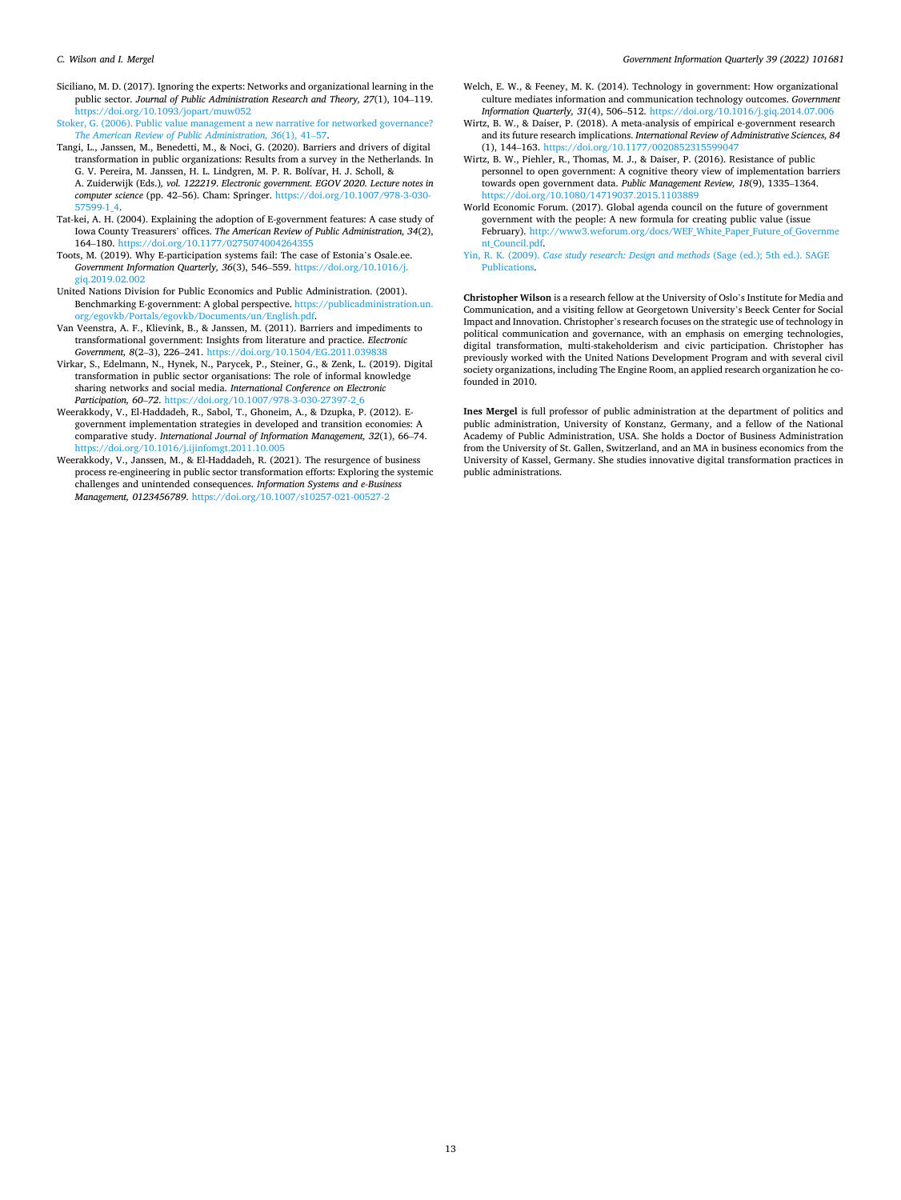Siciliano, M. D. (2017). Ignoring the experts: Networks and organizational learning in the public sector. *Journal of Public Administration Research and Theory, 27*(1), 104–119. https://doi.org/10.1093/jopart/muw052

Stoker, G. (2006). Public value management a new narrative for networked governance? *The American Review of Public Administration, 36*(1), 41–57.

Tangi, L., Janssen, M., Benedetti, M., & Noci, G. (2020). Barriers and drivers of digital transformation in public organizations: Results from a survey in the Netherlands. In G. V. Pereira, M. Janssen, H. L. Lindgren, M. P. R. Bolívar, H. J. Scholl, & A. Zuiderwijk (Eds.), *vol. 122219. Electronic government. EGOV 2020. Lecture notes in computer science* (pp. 42–56). Cham: Springer. https://doi.org/10.1007/978-3-030-57599-1_4.

Tat-kei, A. H. (2004). Explaining the adoption of E-government features: A case study of Iowa County Treasurers' offices. *The American Review of Public Administration, 34*(2), 164–180. https://doi.org/10.1177/0275074004264355

Toots, M. (2019). Why E-participation systems fail: The case of Estonia's Osale.ee. *Government Information Quarterly, 36*(3), 546–559. https://doi.org/10.1016/j.giq.2019.02.002

United Nations Division for Public Economics and Public Administration. (2001). Benchmarking E-government: A global perspective. https://publicadministration.un.org/egovkb/Portals/egovkb/Documents/un/English.pdf.

Van Veenstra, A. F., Klievink, B., & Janssen, M. (2011). Barriers and impediments to transformational government: Insights from literature and practice. *Electronic Government, 8*(2–3), 226–241. https://doi.org/10.1504/EG.2011.039838

Virkar, S., Edelmann, N., Hynek, N., Parycek, P., Steiner, G., & Zenk, L. (2019). Digital transformation in public sector organisations: The role of informal knowledge sharing networks and social media. *International Conference on Electronic Participation, 60–72*. https://doi.org/10.1007/978-3-030-27397-2_6

Weerakkody, V., El-Haddadeh, R., Sabol, T., Ghoneim, A., & Dzupka, P. (2012). E-government implementation strategies in developed and transition economies: A comparative study. *International Journal of Information Management, 32*(1), 66–74. https://doi.org/10.1016/j.ijinfomgt.2011.10.005

Weerakkody, V., Janssen, M., & El-Haddadeh, R. (2021). The resurgence of business process re-engineering in public sector transformation efforts: Exploring the systemic challenges and unintended consequences. *Information Systems and e-Business Management, 0123456789*. https://doi.org/10.1007/s10257-021-00527-2

Welch, E. W., & Feeney, M. K. (2014). Technology in government: How organizational culture mediates information and communication technology outcomes. *Government Information Quarterly, 31*(4), 506–512. https://doi.org/10.1016/j.giq.2014.07.006

Wirtz, B. W., & Daiser, P. (2018). A meta-analysis of empirical e-government research and its future research implications. *International Review of Administrative Sciences, 84*(1), 144–163. https://doi.org/10.1177/0020852315599047

Wirtz, B. W., Piehler, R., Thomas, M. J., & Daiser, P. (2016). Resistance of public personnel to open government: A cognitive theory view of implementation barriers towards open government data. *Public Management Review, 18*(9), 1335–1364. https://doi.org/10.1080/14719037.2015.1103889

World Economic Forum. (2017). Global agenda council on the future of government government with the people: A new formula for creating public value (issue February). http://www3.weforum.org/docs/WEF_White_Paper_Future_of_Government_Council.pdf.

Yin, R. K. (2009). *Case study research: Design and methods* (Sage (ed.); 5th ed.). SAGE Publications.

**Christopher Wilson** is a research fellow at the University of Oslo's Institute for Media and Communication, and a visiting fellow at Georgetown University's Beeck Center for Social Impact and Innovation. Christopher's research focuses on the strategic use of technology in political communication and governance, with an emphasis on emerging technologies, digital transformation, multi-stakeholderism and civic participation. Christopher has previously worked with the United Nations Development Program and with several civil society organizations, including The Engine Room, an applied research organization he co-founded in 2010.

**Ines Mergel** is full professor of public administration at the department of politics and public administration, University of Konstanz, Germany, and a fellow of the National Academy of Public Administration, USA. She holds a Doctor of Business Administration from the University of St. Gallen, Switzerland, and an MA in business economics from the University of Kassel, Germany. She studies innovative digital transformation practices in public administrations.